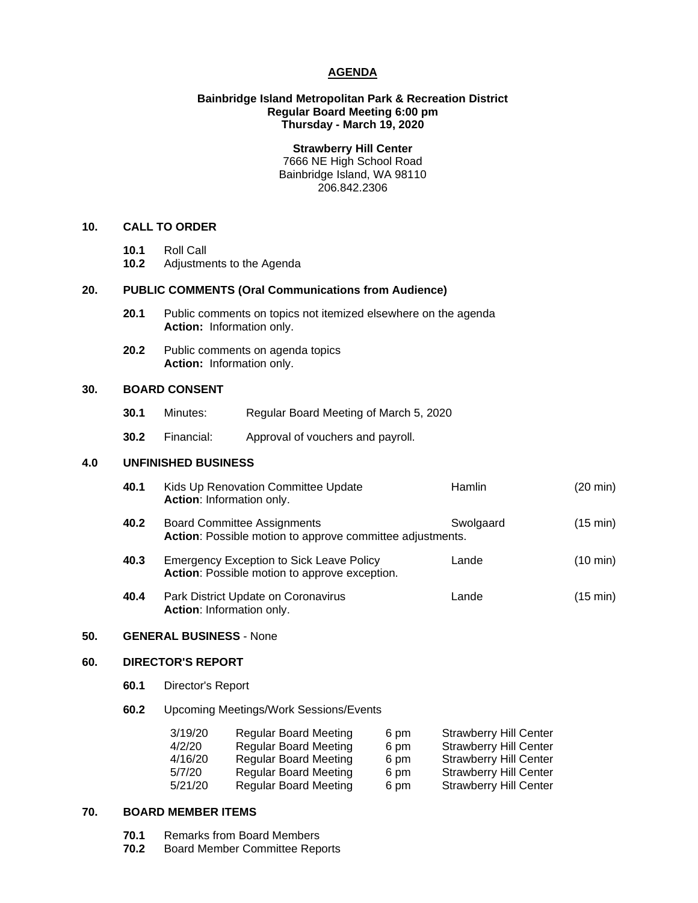# AGENDA

**Bainbridge Island Metropolitan Park & Recreation District**
**Regular Board Meeting 6:00 pm**
**Thursday - March 19, 2020**

**Strawberry Hill Center**
7666 NE High School Road
Bainbridge Island, WA 98110
206.842.2306

## 10. CALL TO ORDER

**10.1** Roll Call
**10.2** Adjustments to the Agenda

## 20. PUBLIC COMMENTS (Oral Communications from Audience)

**20.1** Public comments on topics not itemized elsewhere on the agenda
**Action:** Information only.

**20.2** Public comments on agenda topics
**Action:** Information only.

## 30. BOARD CONSENT

**30.1** Minutes: Regular Board Meeting of March 5, 2020

**30.2** Financial: Approval of vouchers and payroll.

## 4.0 UNFINISHED BUSINESS

**40.1** Kids Up Renovation Committee Update — Hamlin (20 min)
**Action**: Information only.

**40.2** Board Committee Assignments — Swolgaard (15 min)
**Action**: Possible motion to approve committee adjustments.

**40.3** Emergency Exception to Sick Leave Policy — Lande (10 min)
**Action**: Possible motion to approve exception.

**40.4** Park District Update on Coronavirus — Lande (15 min)
**Action**: Information only.

## 50. GENERAL BUSINESS - None

## 60. DIRECTOR'S REPORT

**60.1** Director's Report

**60.2** Upcoming Meetings/Work Sessions/Events

| | | | |
|---|---|---|---|
| 3/19/20 | Regular Board Meeting | 6 pm | Strawberry Hill Center |
| 4/2/20 | Regular Board Meeting | 6 pm | Strawberry Hill Center |
| 4/16/20 | Regular Board Meeting | 6 pm | Strawberry Hill Center |
| 5/7/20 | Regular Board Meeting | 6 pm | Strawberry Hill Center |
| 5/21/20 | Regular Board Meeting | 6 pm | Strawberry Hill Center |

## 70. BOARD MEMBER ITEMS

**70.1** Remarks from Board Members
**70.2** Board Member Committee Reports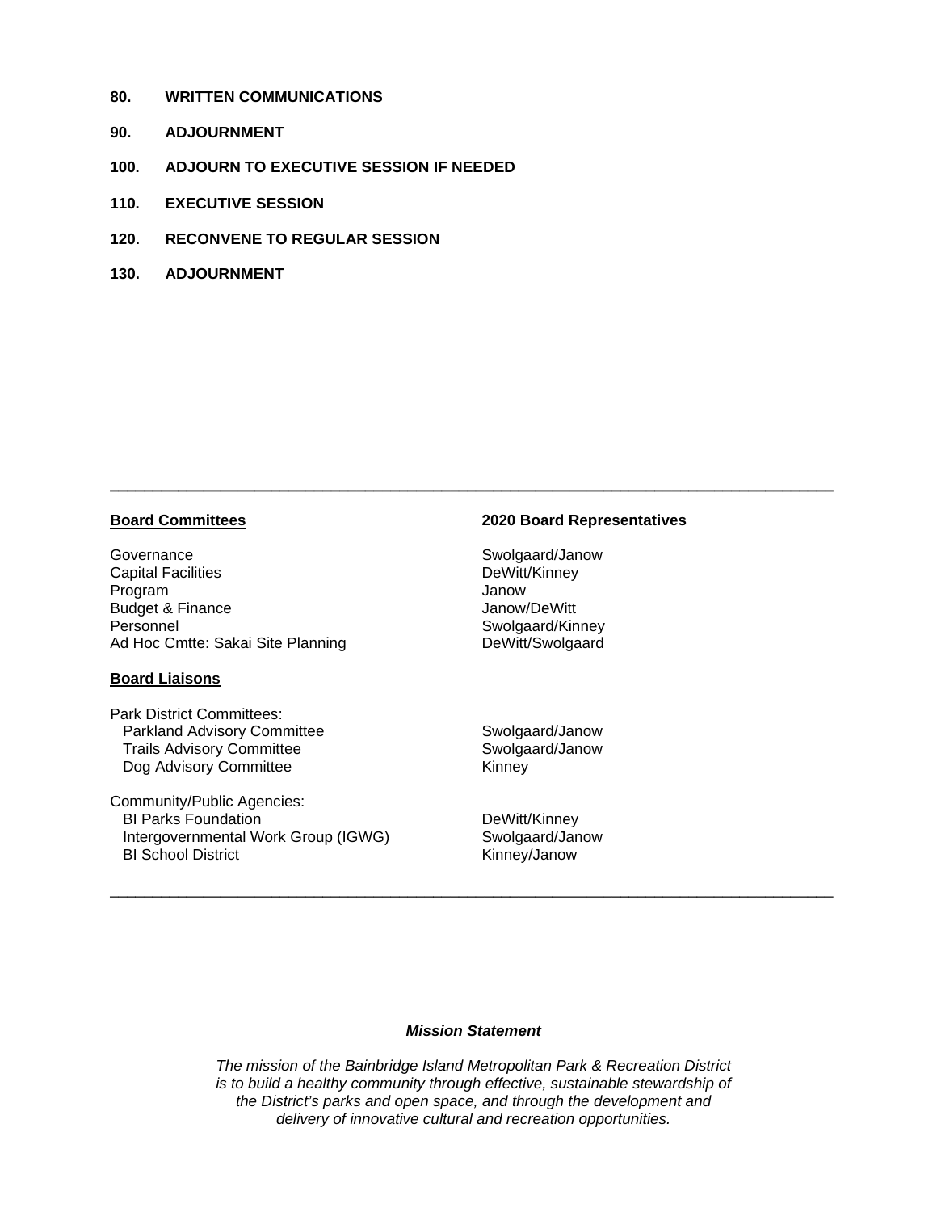**80. WRITTEN COMMUNICATIONS**

**90. ADJOURNMENT**

**100. ADJOURN TO EXECUTIVE SESSION IF NEEDED**

**110. EXECUTIVE SESSION**

**120. RECONVENE TO REGULAR SESSION**

**130. ADJOURNMENT**

---

| **Board Committees** | **2020 Board Representatives** |
|---|---|
| Governance | Swolgaard/Janow |
| Capital Facilities | DeWitt/Kinney |
| Program | Janow |
| Budget & Finance | Janow/DeWitt |
| Personnel | Swolgaard/Kinney |
| Ad Hoc Cmtte: Sakai Site Planning | DeWitt/Swolgaard |

**Board Liaisons**

| | |
|---|---|
| Park District Committees: | |
| Parkland Advisory Committee | Swolgaard/Janow |
| Trails Advisory Committee | Swolgaard/Janow |
| Dog Advisory Committee | Kinney |
| Community/Public Agencies: | |
| BI Parks Foundation | DeWitt/Kinney |
| Intergovernmental Work Group (IGWG) | Swolgaard/Janow |
| BI School District | Kinney/Janow |

---

***Mission Statement***

*The mission of the Bainbridge Island Metropolitan Park & Recreation District is to build a healthy community through effective, sustainable stewardship of the District's parks and open space, and through the development and delivery of innovative cultural and recreation opportunities.*